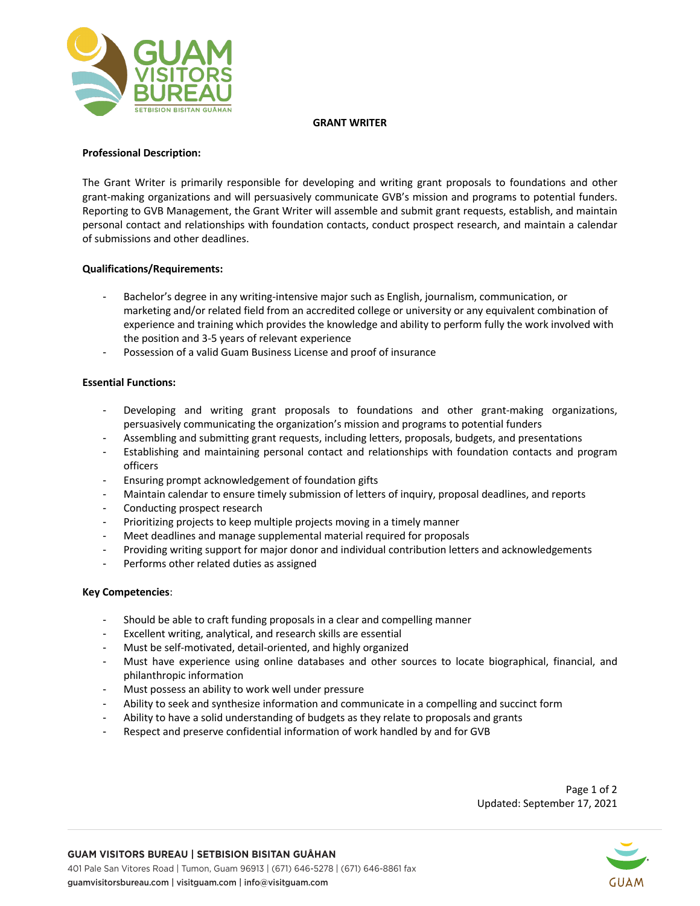# GRANT WRITER

**Professional Description:**

The Grant Writer is primarily responsible for developing and writing grant proposals to foundations and other grant-making organizations and will persuasively communicate GVB's mission and programs to potential funders. Reporting to GVB Management, the Grant Writer will assemble and submit grant requests, establish, and maintain personal contact and relationships with foundation contacts, conduct prospect research, and maintain a calendar of submissions and other deadlines.

**Qualifications/Requirements:**

- Bachelor's degree in any writing-intensive major such as English, journalism, communication, or marketing and/or related field from an accredited college or university or any equivalent combination of experience and training which provides the knowledge and ability to perform fully the work involved with the position and 3-5 years of relevant experience
- Possession of a valid Guam Business License and proof of insurance

**Essential Functions:**

- Developing and writing grant proposals to foundations and other grant-making organizations, persuasively communicating the organization's mission and programs to potential funders
- Assembling and submitting grant requests, including letters, proposals, budgets, and presentations
- Establishing and maintaining personal contact and relationships with foundation contacts and program officers
- Ensuring prompt acknowledgement of foundation gifts
- Maintain calendar to ensure timely submission of letters of inquiry, proposal deadlines, and reports
- Conducting prospect research
- Prioritizing projects to keep multiple projects moving in a timely manner
- Meet deadlines and manage supplemental material required for proposals
- Providing writing support for major donor and individual contribution letters and acknowledgements
- Performs other related duties as assigned

**Key Competencies**:

- Should be able to craft funding proposals in a clear and compelling manner
- Excellent writing, analytical, and research skills are essential
- Must be self-motivated, detail-oriented, and highly organized
- Must have experience using online databases and other sources to locate biographical, financial, and philanthropic information
- Must possess an ability to work well under pressure
- Ability to seek and synthesize information and communicate in a compelling and succinct form
- Ability to have a solid understanding of budgets as they relate to proposals and grants
- Respect and preserve confidential information of work handled by and for GVB

Updated: September 17, 2021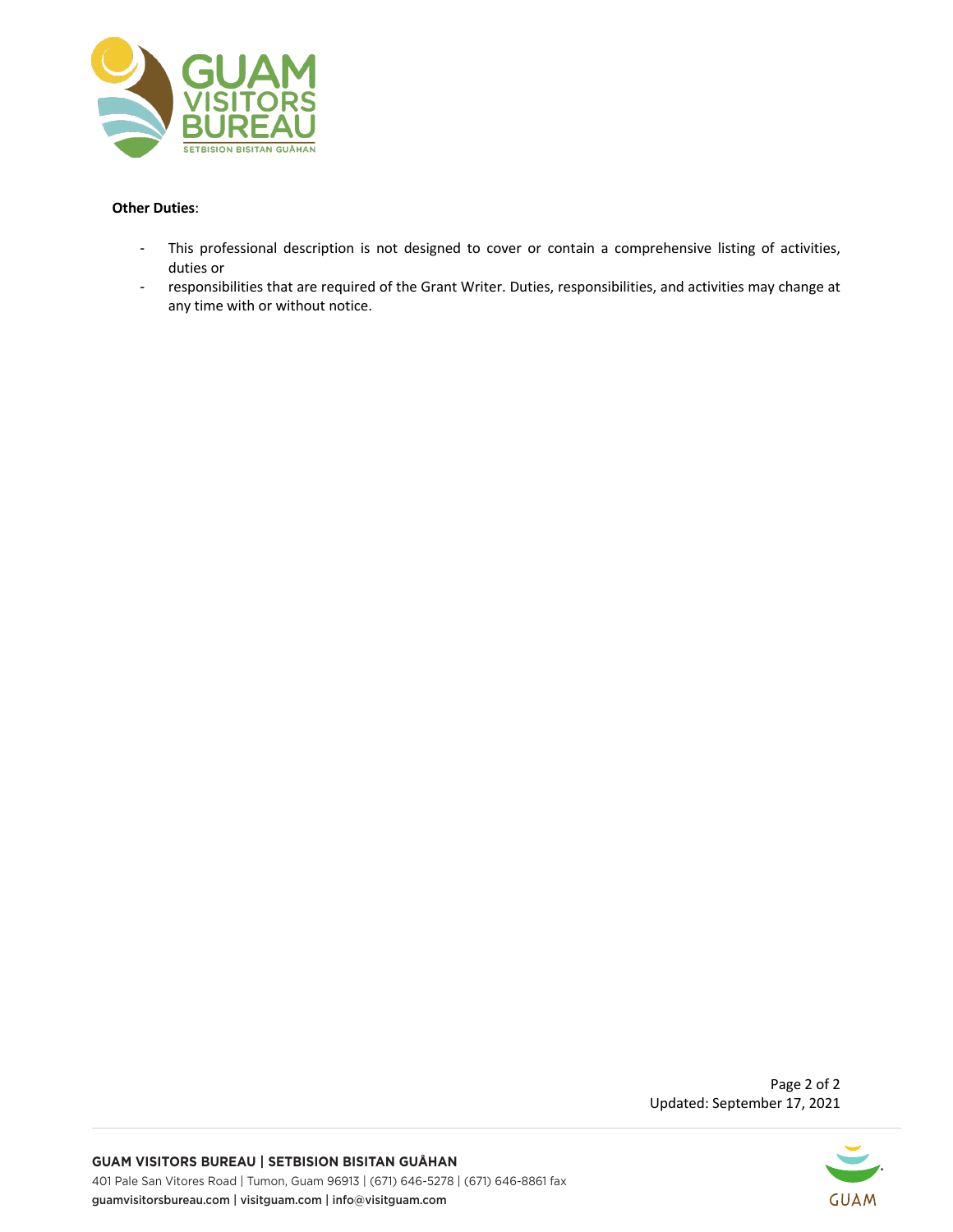**Other Duties**:

- This professional description is not designed to cover or contain a comprehensive listing of activities, duties or
- responsibilities that are required of the Grant Writer. Duties, responsibilities, and activities may change at any time with or without notice.

Updated: September 17, 2021